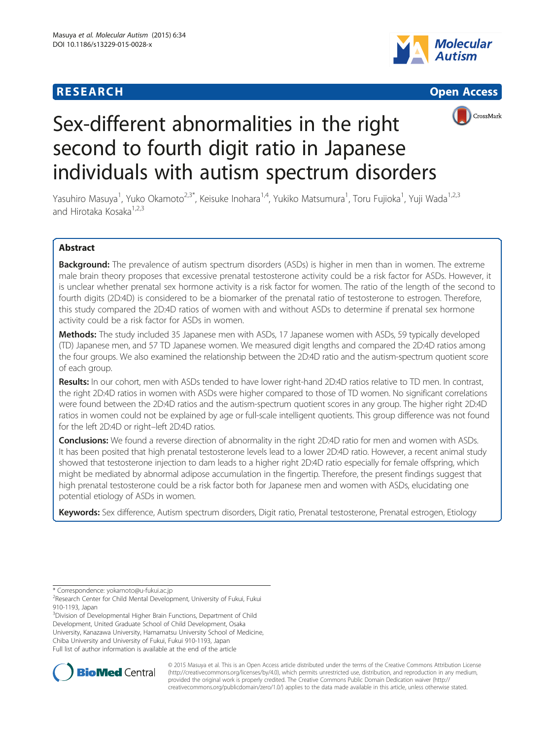RESEARCH Open Access

# Sex-different abnormalities in the right second to fourth digit ratio in Japanese individuals with autism spectrum disorders

Yasuhiro Masuya[1], Yuko Okamoto[2,3*], Keisuke Inohara[1,4], Yukiko Matsumura[1], Toru Fujioka[1], Yuji Wada[1,2,3] and Hirotaka Kosaka[1,2,3]

## Abstract

**Background:** The prevalence of autism spectrum disorders (ASDs) is higher in men than in women. The extreme male brain theory proposes that excessive prenatal testosterone activity could be a risk factor for ASDs. However, it is unclear whether prenatal sex hormone activity is a risk factor for women. The ratio of the length of the second to fourth digits (2D:4D) is considered to be a biomarker of the prenatal ratio of testosterone to estrogen. Therefore, this study compared the 2D:4D ratios of women with and without ASDs to determine if prenatal sex hormone activity could be a risk factor for ASDs in women.

**Methods:** The study included 35 Japanese men with ASDs, 17 Japanese women with ASDs, 59 typically developed (TD) Japanese men, and 57 TD Japanese women. We measured digit lengths and compared the 2D:4D ratios among the four groups. We also examined the relationship between the 2D:4D ratio and the autism-spectrum quotient score of each group.

**Results:** In our cohort, men with ASDs tended to have lower right-hand 2D:4D ratios relative to TD men. In contrast, the right 2D:4D ratios in women with ASDs were higher compared to those of TD women. No significant correlations were found between the 2D:4D ratios and the autism-spectrum quotient scores in any group. The higher right 2D:4D ratios in women could not be explained by age or full-scale intelligent quotients. This group difference was not found for the left 2D:4D or right–left 2D:4D ratios.

**Conclusions:** We found a reverse direction of abnormality in the right 2D:4D ratio for men and women with ASDs. It has been posited that high prenatal testosterone levels lead to a lower 2D:4D ratio. However, a recent animal study showed that testosterone injection to dam leads to a higher right 2D:4D ratio especially for female offspring, which might be mediated by abnormal adipose accumulation in the fingertip. Therefore, the present findings suggest that high prenatal testosterone could be a risk factor both for Japanese men and women with ASDs, elucidating one potential etiology of ASDs in women.

**Keywords:** Sex difference, Autism spectrum disorders, Digit ratio, Prenatal testosterone, Prenatal estrogen, Etiology

---

\* Correspondence: yokamoto@u-fukui.ac.jp

[2]Research Center for Child Mental Development, University of Fukui, Fukui 910-1193, Japan

[3]Division of Developmental Higher Brain Functions, Department of Child Development, United Graduate School of Child Development, Osaka University, Kanazawa University, Hamamatsu University School of Medicine, Chiba University and University of Fukui, Fukui 910-1193, Japan

Full list of author information is available at the end of the article

© 2015 Masuya et al. This is an Open Access article distributed under the terms of the Creative Commons Attribution License (http://creativecommons.org/licenses/by/4.0), which permits unrestricted use, distribution, and reproduction in any medium, provided the original work is properly credited. The Creative Commons Public Domain Dedication waiver (http://creativecommons.org/publicdomain/zero/1.0/) applies to the data made available in this article, unless otherwise stated.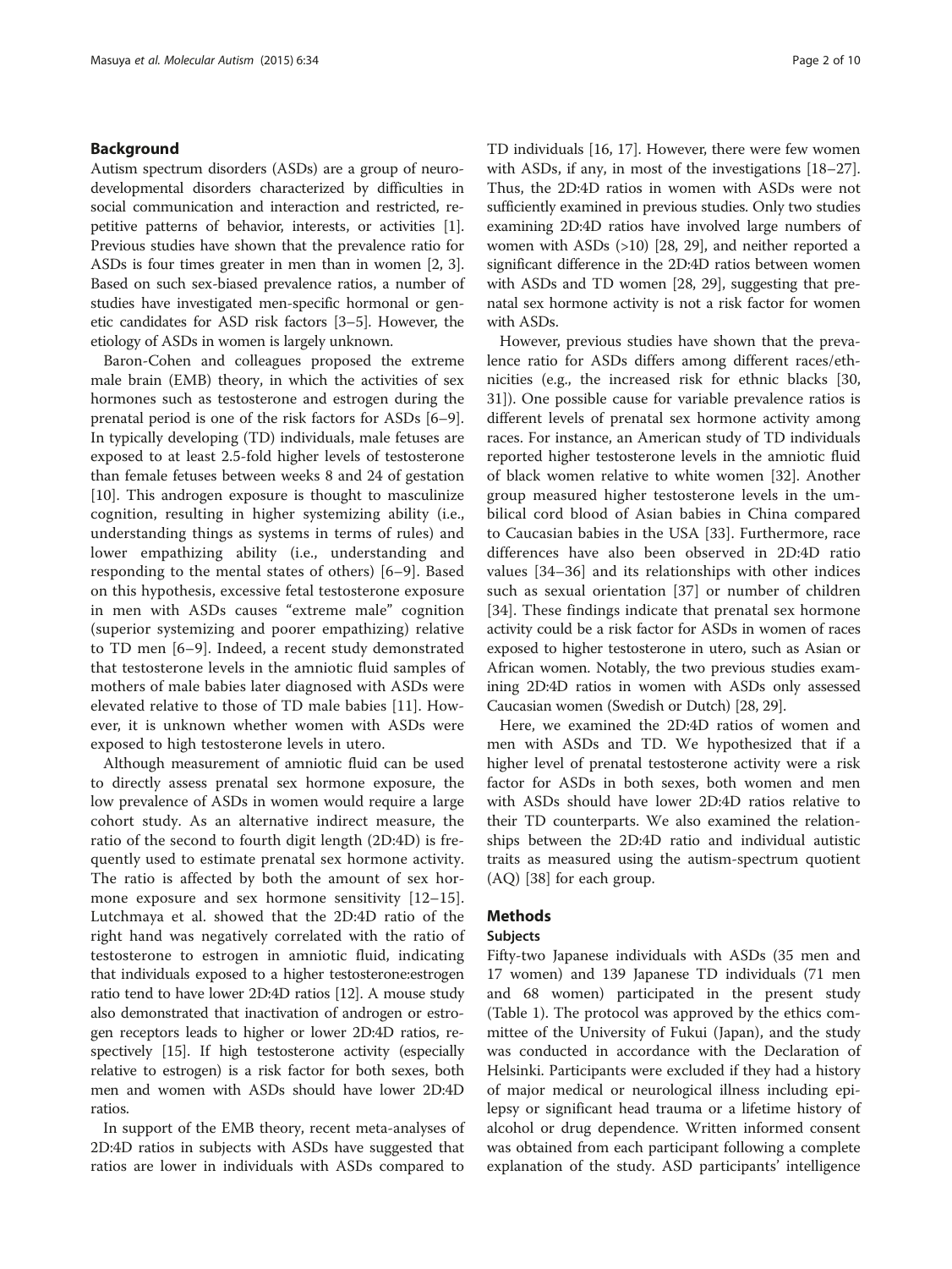## Background

Autism spectrum disorders (ASDs) are a group of neurodevelopmental disorders characterized by difficulties in social communication and interaction and restricted, repetitive patterns of behavior, interests, or activities [1]. Previous studies have shown that the prevalence ratio for ASDs is four times greater in men than in women [2, 3]. Based on such sex-biased prevalence ratios, a number of studies have investigated men-specific hormonal or genetic candidates for ASD risk factors [3–5]. However, the etiology of ASDs in women is largely unknown.

Baron-Cohen and colleagues proposed the extreme male brain (EMB) theory, in which the activities of sex hormones such as testosterone and estrogen during the prenatal period is one of the risk factors for ASDs [6–9]. In typically developing (TD) individuals, male fetuses are exposed to at least 2.5-fold higher levels of testosterone than female fetuses between weeks 8 and 24 of gestation [10]. This androgen exposure is thought to masculinize cognition, resulting in higher systemizing ability (i.e., understanding things as systems in terms of rules) and lower empathizing ability (i.e., understanding and responding to the mental states of others) [6–9]. Based on this hypothesis, excessive fetal testosterone exposure in men with ASDs causes "extreme male" cognition (superior systemizing and poorer empathizing) relative to TD men [6–9]. Indeed, a recent study demonstrated that testosterone levels in the amniotic fluid samples of mothers of male babies later diagnosed with ASDs were elevated relative to those of TD male babies [11]. However, it is unknown whether women with ASDs were exposed to high testosterone levels in utero.

Although measurement of amniotic fluid can be used to directly assess prenatal sex hormone exposure, the low prevalence of ASDs in women would require a large cohort study. As an alternative indirect measure, the ratio of the second to fourth digit length (2D:4D) is frequently used to estimate prenatal sex hormone activity. The ratio is affected by both the amount of sex hormone exposure and sex hormone sensitivity [12–15]. Lutchmaya et al. showed that the 2D:4D ratio of the right hand was negatively correlated with the ratio of testosterone to estrogen in amniotic fluid, indicating that individuals exposed to a higher testosterone:estrogen ratio tend to have lower 2D:4D ratios [12]. A mouse study also demonstrated that inactivation of androgen or estrogen receptors leads to higher or lower 2D:4D ratios, respectively [15]. If high testosterone activity (especially relative to estrogen) is a risk factor for both sexes, both men and women with ASDs should have lower 2D:4D ratios.

In support of the EMB theory, recent meta-analyses of 2D:4D ratios in subjects with ASDs have suggested that ratios are lower in individuals with ASDs compared to TD individuals [16, 17]. However, there were few women with ASDs, if any, in most of the investigations [18–27]. Thus, the 2D:4D ratios in women with ASDs were not sufficiently examined in previous studies. Only two studies examining 2D:4D ratios have involved large numbers of women with ASDs (>10) [28, 29], and neither reported a significant difference in the 2D:4D ratios between women with ASDs and TD women [28, 29], suggesting that prenatal sex hormone activity is not a risk factor for women with ASDs.

However, previous studies have shown that the prevalence ratio for ASDs differs among different races/ethnicities (e.g., the increased risk for ethnic blacks [30, 31]). One possible cause for variable prevalence ratios is different levels of prenatal sex hormone activity among races. For instance, an American study of TD individuals reported higher testosterone levels in the amniotic fluid of black women relative to white women [32]. Another group measured higher testosterone levels in the umbilical cord blood of Asian babies in China compared to Caucasian babies in the USA [33]. Furthermore, race differences have also been observed in 2D:4D ratio values [34–36] and its relationships with other indices such as sexual orientation [37] or number of children [34]. These findings indicate that prenatal sex hormone activity could be a risk factor for ASDs in women of races exposed to higher testosterone in utero, such as Asian or African women. Notably, the two previous studies examining 2D:4D ratios in women with ASDs only assessed Caucasian women (Swedish or Dutch) [28, 29].

Here, we examined the 2D:4D ratios of women and men with ASDs and TD. We hypothesized that if a higher level of prenatal testosterone activity were a risk factor for ASDs in both sexes, both women and men with ASDs should have lower 2D:4D ratios relative to their TD counterparts. We also examined the relationships between the 2D:4D ratio and individual autistic traits as measured using the autism-spectrum quotient (AQ) [38] for each group.

## Methods

### Subjects

Fifty-two Japanese individuals with ASDs (35 men and 17 women) and 139 Japanese TD individuals (71 men and 68 women) participated in the present study (Table 1). The protocol was approved by the ethics committee of the University of Fukui (Japan), and the study was conducted in accordance with the Declaration of Helsinki. Participants were excluded if they had a history of major medical or neurological illness including epilepsy or significant head trauma or a lifetime history of alcohol or drug dependence. Written informed consent was obtained from each participant following a complete explanation of the study. ASD participants' intelligence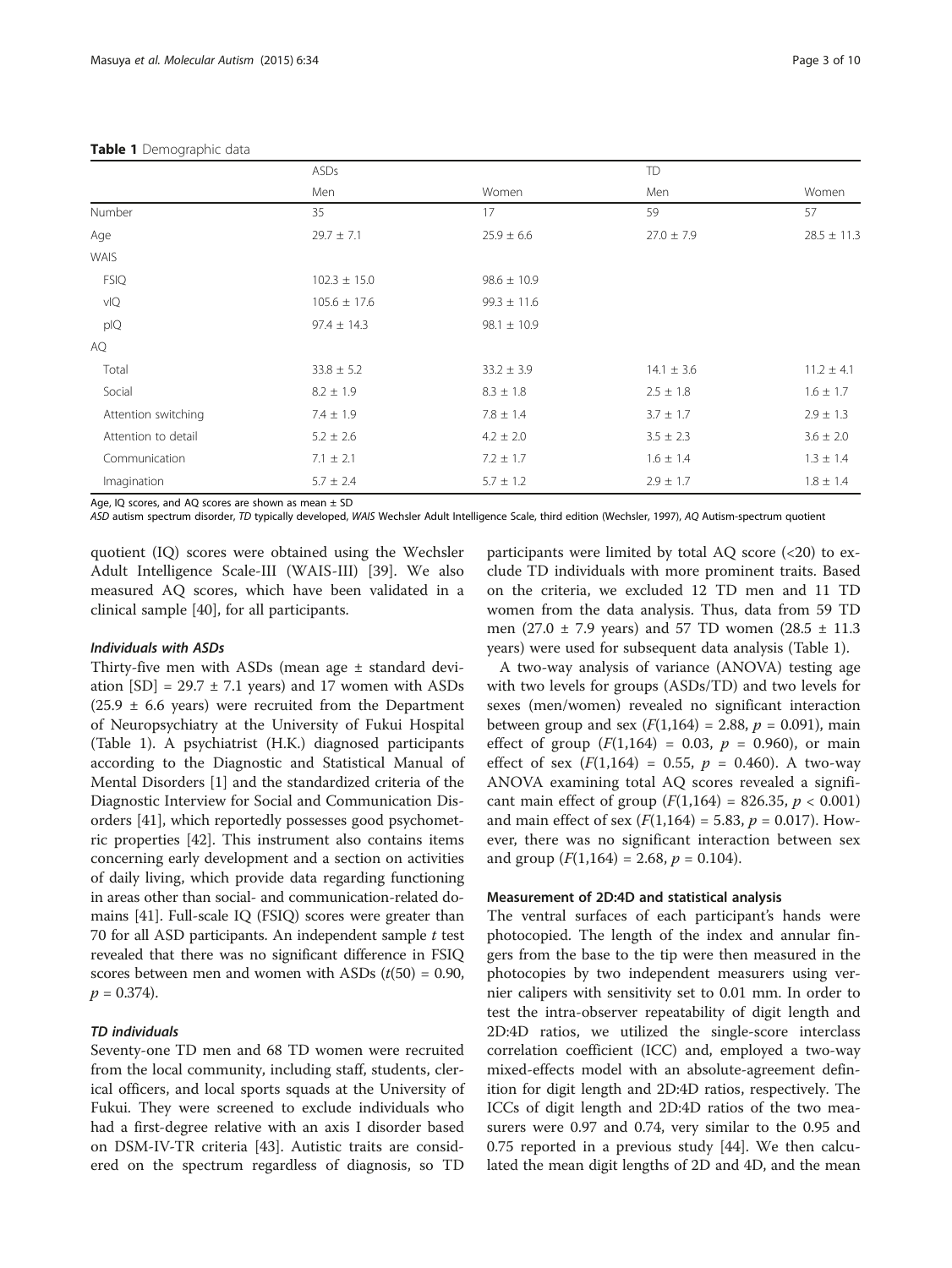**Table 1** Demographic data

| | ASDs | | TD | |
|---|---|---|---|---|
| | Men | Women | Men | Women |
| Number | 35 | 17 | 59 | 57 |
| Age | 29.7 ± 7.1 | 25.9 ± 6.6 | 27.0 ± 7.9 | 28.5 ± 11.3 |
| WAIS | | | | |
| FSIQ | 102.3 ± 15.0 | 98.6 ± 10.9 | | |
| vIQ | 105.6 ± 17.6 | 99.3 ± 11.6 | | |
| pIQ | 97.4 ± 14.3 | 98.1 ± 10.9 | | |
| AQ | | | | |
| Total | 33.8 ± 5.2 | 33.2 ± 3.9 | 14.1 ± 3.6 | 11.2 ± 4.1 |
| Social | 8.2 ± 1.9 | 8.3 ± 1.8 | 2.5 ± 1.8 | 1.6 ± 1.7 |
| Attention switching | 7.4 ± 1.9 | 7.8 ± 1.4 | 3.7 ± 1.7 | 2.9 ± 1.3 |
| Attention to detail | 5.2 ± 2.6 | 4.2 ± 2.0 | 3.5 ± 2.3 | 3.6 ± 2.0 |
| Communication | 7.1 ± 2.1 | 7.2 ± 1.7 | 1.6 ± 1.4 | 1.3 ± 1.4 |
| Imagination | 5.7 ± 2.4 | 5.7 ± 1.2 | 2.9 ± 1.7 | 1.8 ± 1.4 |

Age, IQ scores, and AQ scores are shown as mean ± SD

*ASD* autism spectrum disorder, *TD* typically developed, *WAIS* Wechsler Adult Intelligence Scale, third edition (Wechsler, 1997), *AQ* Autism-spectrum quotient

quotient (IQ) scores were obtained using the Wechsler Adult Intelligence Scale-III (WAIS-III) [39]. We also measured AQ scores, which have been validated in a clinical sample [40], for all participants.

#### Individuals with ASDs

Thirty-five men with ASDs (mean age ± standard deviation [SD] = 29.7 ± 7.1 years) and 17 women with ASDs (25.9 ± 6.6 years) were recruited from the Department of Neuropsychiatry at the University of Fukui Hospital (Table 1). A psychiatrist (H.K.) diagnosed participants according to the Diagnostic and Statistical Manual of Mental Disorders [1] and the standardized criteria of the Diagnostic Interview for Social and Communication Disorders [41], which reportedly possesses good psychometric properties [42]. This instrument also contains items concerning early development and a section on activities of daily living, which provide data regarding functioning in areas other than social- and communication-related domains [41]. Full-scale IQ (FSIQ) scores were greater than 70 for all ASD participants. An independent sample $t$ test revealed that there was no significant difference in FSIQ scores between men and women with ASDs ($t(50) = 0.90$, $p = 0.374$).

#### TD individuals

Seventy-one TD men and 68 TD women were recruited from the local community, including staff, students, clerical officers, and local sports squads at the University of Fukui. They were screened to exclude individuals who had a first-degree relative with an axis I disorder based on DSM-IV-TR criteria [43]. Autistic traits are considered on the spectrum regardless of diagnosis, so TD participants were limited by total AQ score (<20) to exclude TD individuals with more prominent traits. Based on the criteria, we excluded 12 TD men and 11 TD women from the data analysis. Thus, data from 59 TD men (27.0 ± 7.9 years) and 57 TD women (28.5 ± 11.3 years) were used for subsequent data analysis (Table 1).

A two-way analysis of variance (ANOVA) testing age with two levels for groups (ASDs/TD) and two levels for sexes (men/women) revealed no significant interaction between group and sex ($F(1,164) = 2.88$, $p = 0.091$), main effect of group ($F(1,164) = 0.03$, $p = 0.960$), or main effect of sex ($F(1,164) = 0.55$, $p = 0.460$). A two-way ANOVA examining total AQ scores revealed a significant main effect of group ($F(1,164) = 826.35$, $p < 0.001$) and main effect of sex ($F(1,164) = 5.83$, $p = 0.017$). However, there was no significant interaction between sex and group ($F(1,164) = 2.68$, $p = 0.104$).

### Measurement of 2D:4D and statistical analysis

The ventral surfaces of each participant's hands were photocopied. The length of the index and annular fingers from the base to the tip were then measured in the photocopies by two independent measurers using vernier calipers with sensitivity set to 0.01 mm. In order to test the intra-observer repeatability of digit length and 2D:4D ratios, we utilized the single-score interclass correlation coefficient (ICC) and, employed a two-way mixed-effects model with an absolute-agreement definition for digit length and 2D:4D ratios, respectively. The ICCs of digit length and 2D:4D ratios of the two measurers were 0.97 and 0.74, very similar to the 0.95 and 0.75 reported in a previous study [44]. We then calculated the mean digit lengths of 2D and 4D, and the mean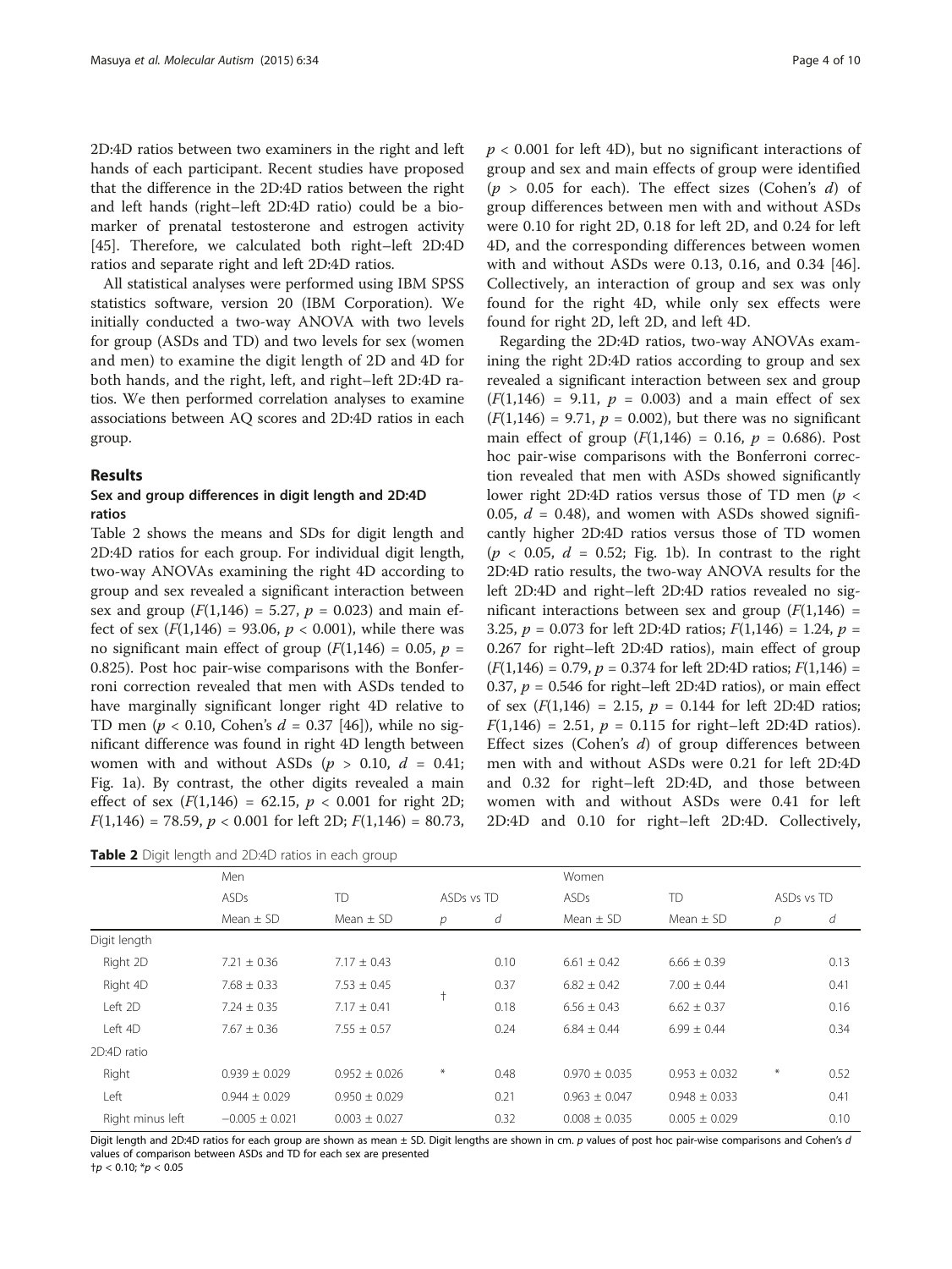2D:4D ratios between two examiners in the right and left hands of each participant. Recent studies have proposed that the difference in the 2D:4D ratios between the right and left hands (right–left 2D:4D ratio) could be a biomarker of prenatal testosterone and estrogen activity [45]. Therefore, we calculated both right–left 2D:4D ratios and separate right and left 2D:4D ratios.

All statistical analyses were performed using IBM SPSS statistics software, version 20 (IBM Corporation). We initially conducted a two-way ANOVA with two levels for group (ASDs and TD) and two levels for sex (women and men) to examine the digit length of 2D and 4D for both hands, and the right, left, and right–left 2D:4D ratios. We then performed correlation analyses to examine associations between AQ scores and 2D:4D ratios in each group.

## Results

### Sex and group differences in digit length and 2D:4D ratios

Table 2 shows the means and SDs for digit length and 2D:4D ratios for each group. For individual digit length, two-way ANOVAs examining the right 4D according to group and sex revealed a significant interaction between sex and group ($F(1,146) = 5.27$, $p = 0.023$) and main effect of sex ($F(1,146) = 93.06$, $p < 0.001$), while there was no significant main effect of group ($F(1,146) = 0.05$, $p = 0.825$). Post hoc pair-wise comparisons with the Bonferroni correction revealed that men with ASDs tended to have marginally significant longer right 4D relative to TD men ($p < 0.10$, Cohen's $d = 0.37$ [46]), while no significant difference was found in right 4D length between women with and without ASDs ($p > 0.10$, $d = 0.41$; Fig. 1a). By contrast, the other digits revealed a main effect of sex ($F(1,146) = 62.15$, $p < 0.001$ for right 2D; $F(1,146) = 78.59$, $p < 0.001$ for left 2D; $F(1,146) = 80.73$, $p < 0.001$ for left 4D), but no significant interactions of group and sex and main effects of group were identified ($p > 0.05$ for each). The effect sizes (Cohen's $d$) of group differences between men with and without ASDs were 0.10 for right 2D, 0.18 for left 2D, and 0.24 for left 4D, and the corresponding differences between women with and without ASDs were 0.13, 0.16, and 0.34 [46]. Collectively, an interaction of group and sex was only found for the right 4D, while only sex effects were found for right 2D, left 2D, and left 4D.

Regarding the 2D:4D ratios, two-way ANOVAs examining the right 2D:4D ratios according to group and sex revealed a significant interaction between sex and group ($F(1,146) = 9.11$, $p = 0.003$) and a main effect of sex ($F(1,146) = 9.71$, $p = 0.002$), but there was no significant main effect of group ($F(1,146) = 0.16$, $p = 0.686$). Post hoc pair-wise comparisons with the Bonferroni correction revealed that men with ASDs showed significantly lower right 2D:4D ratios versus those of TD men ($p < 0.05$, $d = 0.48$), and women with ASDs showed significantly higher 2D:4D ratios versus those of TD women ($p < 0.05$, $d = 0.52$; Fig. 1b). In contrast to the right 2D:4D ratio results, the two-way ANOVA results for the left 2D:4D and right–left 2D:4D ratios revealed no significant interactions between sex and group ($F(1,146) = 3.25$, $p = 0.073$ for left 2D:4D ratios; $F(1,146) = 1.24$, $p = 0.267$ for right–left 2D:4D ratios), main effect of group ($F(1,146) = 0.79$, $p = 0.374$ for left 2D:4D ratios; $F(1,146) = 0.37$, $p = 0.546$ for right–left 2D:4D ratios), or main effect of sex ($F(1,146) = 2.15$, $p = 0.144$ for left 2D:4D ratios; $F(1,146) = 2.51$, $p = 0.115$ for right–left 2D:4D ratios). Effect sizes (Cohen's $d$) of group differences between men with and without ASDs were 0.21 for left 2D:4D and 0.32 for right–left 2D:4D, and those between women with and without ASDs were 0.41 for left 2D:4D and 0.10 for right–left 2D:4D. Collectively,

**Table 2** Digit length and 2D:4D ratios in each group

| | Men | | | | Women | | | |
|---|---|---|---|---|---|---|---|---|
| | ASDs | TD | ASDs vs TD | | ASDs | TD | ASDs vs TD | |
| | Mean ± SD | Mean ± SD | $p$ | $d$ | Mean ± SD | Mean ± SD | $p$ | $d$ |
| Digit length | | | | | | | | |
| Right 2D | 7.21 ± 0.36 | 7.17 ± 0.43 | | 0.10 | 6.61 ± 0.42 | 6.66 ± 0.39 | | 0.13 |
| Right 4D | 7.68 ± 0.33 | 7.53 ± 0.45 | † | 0.37 | 6.82 ± 0.42 | 7.00 ± 0.44 | | 0.41 |
| Left 2D | 7.24 ± 0.35 | 7.17 ± 0.41 | | 0.18 | 6.56 ± 0.43 | 6.62 ± 0.37 | | 0.16 |
| Left 4D | 7.67 ± 0.36 | 7.55 ± 0.57 | | 0.24 | 6.84 ± 0.44 | 6.99 ± 0.44 | | 0.34 |
| 2D:4D ratio | | | | | | | | |
| Right | 0.939 ± 0.029 | 0.952 ± 0.026 | * | 0.48 | 0.970 ± 0.035 | 0.953 ± 0.032 | * | 0.52 |
| Left | 0.944 ± 0.029 | 0.950 ± 0.029 | | 0.21 | 0.963 ± 0.047 | 0.948 ± 0.033 | | 0.41 |
| Right minus left | −0.005 ± 0.021 | 0.003 ± 0.027 | | 0.32 | 0.008 ± 0.035 | 0.005 ± 0.029 | | 0.10 |

Digit length and 2D:4D ratios for each group are shown as mean ± SD. Digit lengths are shown in cm. $p$ values of post hoc pair-wise comparisons and Cohen's $d$ values of comparison between ASDs and TD for each sex are presented
†$p < 0.10$; *$p < 0.05$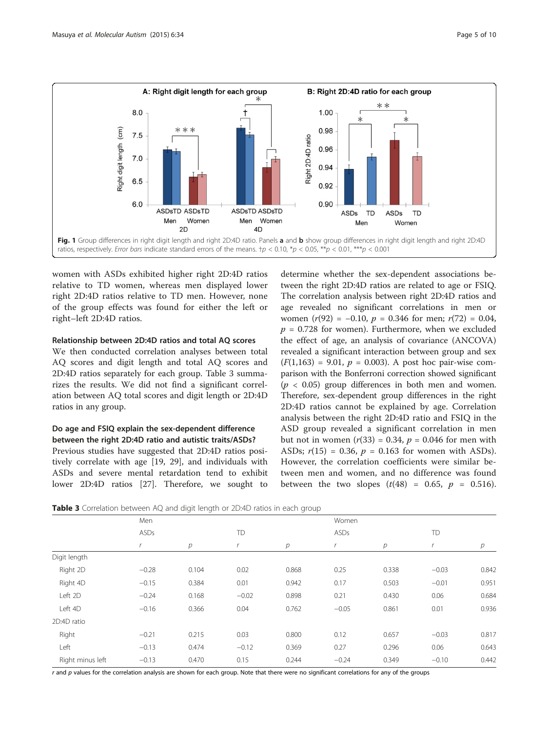Fig. 1 Group differences in right digit length and right 2D:4D ratio. Panels **a** and **b** show group differences in right digit length and right 2D:4D ratios, respectively. *Error bars* indicate standard errors of the means. †$p < 0.10$, \*$p < 0.05$, \*\*$p < 0.01$, \*\*\*$p < 0.001$

women with ASDs exhibited higher right 2D:4D ratios relative to TD women, whereas men displayed lower right 2D:4D ratios relative to TD men. However, none of the group effects was found for either the left or right–left 2D:4D ratios.

### Relationship between 2D:4D ratios and total AQ scores

We then conducted correlation analyses between total AQ scores and digit length and total AQ scores and 2D:4D ratios separately for each group. Table 3 summarizes the results. We did not find a significant correlation between AQ total scores and digit length or 2D:4D ratios in any group.

### Do age and FSIQ explain the sex-dependent difference between the right 2D:4D ratio and autistic traits/ASDs?

Previous studies have suggested that 2D:4D ratios positively correlate with age [19, 29], and individuals with ASDs and severe mental retardation tend to exhibit lower 2D:4D ratios [27]. Therefore, we sought to determine whether the sex-dependent associations between the right 2D:4D ratios are related to age or FSIQ. The correlation analysis between right 2D:4D ratios and age revealed no significant correlations in men or women ($r(92) = -0.10$, $p = 0.346$ for men; $r(72) = 0.04$, $p = 0.728$ for women). Furthermore, when we excluded the effect of age, an analysis of covariance (ANCOVA) revealed a significant interaction between group and sex ($F(1,163) = 9.01$, $p = 0.003$). A post hoc pair-wise comparison with the Bonferroni correction showed significant ($p < 0.05$) group differences in both men and women. Therefore, sex-dependent group differences in the right 2D:4D ratios cannot be explained by age. Correlation analysis between the right 2D:4D ratio and FSIQ in the ASD group revealed a significant correlation in men but not in women ($r(33) = 0.34$, $p = 0.046$ for men with ASDs; $r(15) = 0.36$, $p = 0.163$ for women with ASDs). However, the correlation coefficients were similar between men and women, and no difference was found between the two slopes ($t(48) = 0.65$, $p = 0.516$).

**Table 3** Correlation between AQ and digit length or 2D:4D ratios in each group

| | Men | | | | Women | | | |
|---|---|---|---|---|---|---|---|---|
| | ASDs | | TD | | ASDs | | TD | |
| | *r* | *p* | *r* | *p* | *r* | *p* | *r* | *p* |
| Digit length | | | | | | | | |
| Right 2D | −0.28 | 0.104 | 0.02 | 0.868 | 0.25 | 0.338 | −0.03 | 0.842 |
| Right 4D | −0.15 | 0.384 | 0.01 | 0.942 | 0.17 | 0.503 | −0.01 | 0.951 |
| Left 2D | −0.24 | 0.168 | −0.02 | 0.898 | 0.21 | 0.430 | 0.06 | 0.684 |
| Left 4D | −0.16 | 0.366 | 0.04 | 0.762 | −0.05 | 0.861 | 0.01 | 0.936 |
| 2D:4D ratio | | | | | | | | |
| Right | −0.21 | 0.215 | 0.03 | 0.800 | 0.12 | 0.657 | −0.03 | 0.817 |
| Left | −0.13 | 0.474 | −0.12 | 0.369 | 0.27 | 0.296 | 0.06 | 0.643 |
| Right minus left | −0.13 | 0.470 | 0.15 | 0.244 | −0.24 | 0.349 | −0.10 | 0.442 |

*r* and *p* values for the correlation analysis are shown for each group. Note that there were no significant correlations for any of the groups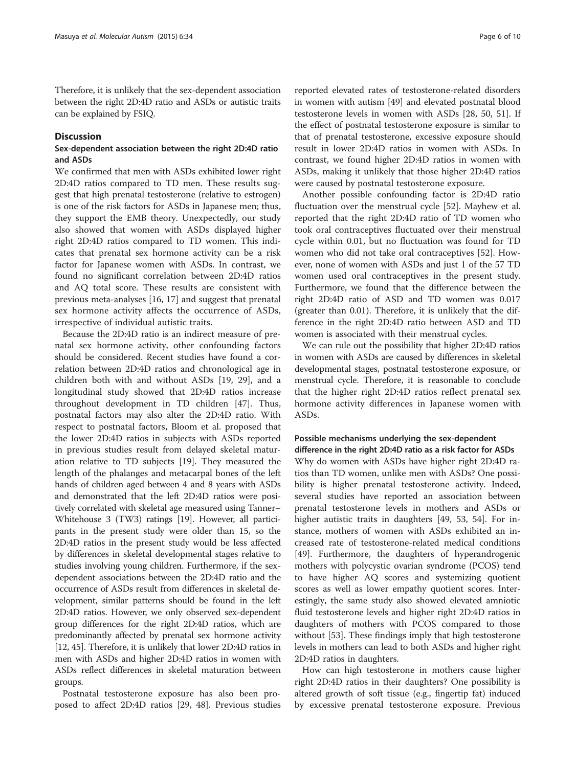Therefore, it is unlikely that the sex-dependent association between the right 2D:4D ratio and ASDs or autistic traits can be explained by FSIQ.

## Discussion

### Sex-dependent association between the right 2D:4D ratio and ASDs

We confirmed that men with ASDs exhibited lower right 2D:4D ratios compared to TD men. These results suggest that high prenatal testosterone (relative to estrogen) is one of the risk factors for ASDs in Japanese men; thus, they support the EMB theory. Unexpectedly, our study also showed that women with ASDs displayed higher right 2D:4D ratios compared to TD women. This indicates that prenatal sex hormone activity can be a risk factor for Japanese women with ASDs. In contrast, we found no significant correlation between 2D:4D ratios and AQ total score. These results are consistent with previous meta-analyses [16, 17] and suggest that prenatal sex hormone activity affects the occurrence of ASDs, irrespective of individual autistic traits.

Because the 2D:4D ratio is an indirect measure of prenatal sex hormone activity, other confounding factors should be considered. Recent studies have found a correlation between 2D:4D ratios and chronological age in children both with and without ASDs [19, 29], and a longitudinal study showed that 2D:4D ratios increase throughout development in TD children [47]. Thus, postnatal factors may also alter the 2D:4D ratio. With respect to postnatal factors, Bloom et al. proposed that the lower 2D:4D ratios in subjects with ASDs reported in previous studies result from delayed skeletal maturation relative to TD subjects [19]. They measured the length of the phalanges and metacarpal bones of the left hands of children aged between 4 and 8 years with ASDs and demonstrated that the left 2D:4D ratios were positively correlated with skeletal age measured using Tanner–Whitehouse 3 (TW3) ratings [19]. However, all participants in the present study were older than 15, so the 2D:4D ratios in the present study would be less affected by differences in skeletal developmental stages relative to studies involving young children. Furthermore, if the sex-dependent associations between the 2D:4D ratio and the occurrence of ASDs result from differences in skeletal development, similar patterns should be found in the left 2D:4D ratios. However, we only observed sex-dependent group differences for the right 2D:4D ratios, which are predominantly affected by prenatal sex hormone activity [12, 45]. Therefore, it is unlikely that lower 2D:4D ratios in men with ASDs and higher 2D:4D ratios in women with ASDs reflect differences in skeletal maturation between groups.

Postnatal testosterone exposure has also been proposed to affect 2D:4D ratios [29, 48]. Previous studies reported elevated rates of testosterone-related disorders in women with autism [49] and elevated postnatal blood testosterone levels in women with ASDs [28, 50, 51]. If the effect of postnatal testosterone exposure is similar to that of prenatal testosterone, excessive exposure should result in lower 2D:4D ratios in women with ASDs. In contrast, we found higher 2D:4D ratios in women with ASDs, making it unlikely that those higher 2D:4D ratios were caused by postnatal testosterone exposure.

Another possible confounding factor is 2D:4D ratio fluctuation over the menstrual cycle [52]. Mayhew et al. reported that the right 2D:4D ratio of TD women who took oral contraceptives fluctuated over their menstrual cycle within 0.01, but no fluctuation was found for TD women who did not take oral contraceptives [52]. However, none of women with ASDs and just 1 of the 57 TD women used oral contraceptives in the present study. Furthermore, we found that the difference between the right 2D:4D ratio of ASD and TD women was 0.017 (greater than 0.01). Therefore, it is unlikely that the difference in the right 2D:4D ratio between ASD and TD women is associated with their menstrual cycles.

We can rule out the possibility that higher 2D:4D ratios in women with ASDs are caused by differences in skeletal developmental stages, postnatal testosterone exposure, or menstrual cycle. Therefore, it is reasonable to conclude that the higher right 2D:4D ratios reflect prenatal sex hormone activity differences in Japanese women with ASDs.

### Possible mechanisms underlying the sex-dependent difference in the right 2D:4D ratio as a risk factor for ASDs

Why do women with ASDs have higher right 2D:4D ratios than TD women, unlike men with ASDs? One possibility is higher prenatal testosterone activity. Indeed, several studies have reported an association between prenatal testosterone levels in mothers and ASDs or higher autistic traits in daughters [49, 53, 54]. For instance, mothers of women with ASDs exhibited an increased rate of testosterone-related medical conditions [49]. Furthermore, the daughters of hyperandrogenic mothers with polycystic ovarian syndrome (PCOS) tend to have higher AQ scores and systemizing quotient scores as well as lower empathy quotient scores. Interestingly, the same study also showed elevated amniotic fluid testosterone levels and higher right 2D:4D ratios in daughters of mothers with PCOS compared to those without [53]. These findings imply that high testosterone levels in mothers can lead to both ASDs and higher right 2D:4D ratios in daughters.

How can high testosterone in mothers cause higher right 2D:4D ratios in their daughters? One possibility is altered growth of soft tissue (e.g., fingertip fat) induced by excessive prenatal testosterone exposure. Previous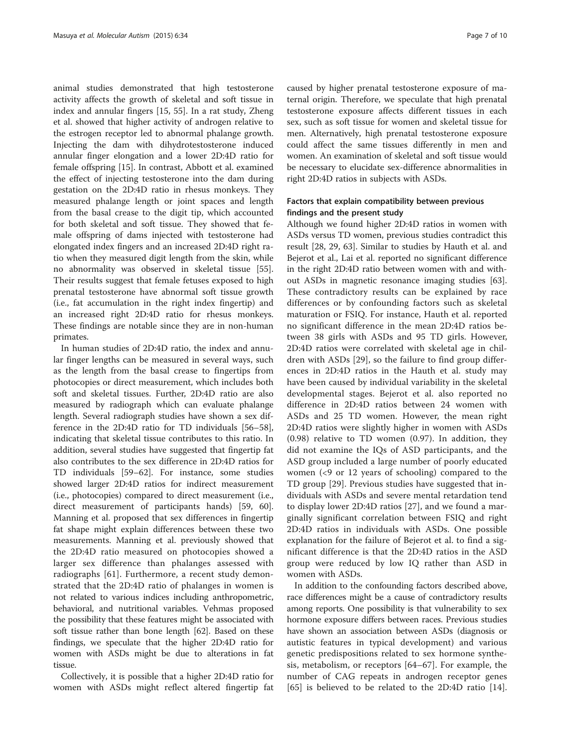animal studies demonstrated that high testosterone activity affects the growth of skeletal and soft tissue in index and annular fingers [15, 55]. In a rat study, Zheng et al. showed that higher activity of androgen relative to the estrogen receptor led to abnormal phalange growth. Injecting the dam with dihydrotestosterone induced annular finger elongation and a lower 2D:4D ratio for female offspring [15]. In contrast, Abbott et al. examined the effect of injecting testosterone into the dam during gestation on the 2D:4D ratio in rhesus monkeys. They measured phalange length or joint spaces and length from the basal crease to the digit tip, which accounted for both skeletal and soft tissue. They showed that female offspring of dams injected with testosterone had elongated index fingers and an increased 2D:4D right ratio when they measured digit length from the skin, while no abnormality was observed in skeletal tissue [55]. Their results suggest that female fetuses exposed to high prenatal testosterone have abnormal soft tissue growth (i.e., fat accumulation in the right index fingertip) and an increased right 2D:4D ratio for rhesus monkeys. These findings are notable since they are in non-human primates.

In human studies of 2D:4D ratio, the index and annular finger lengths can be measured in several ways, such as the length from the basal crease to fingertips from photocopies or direct measurement, which includes both soft and skeletal tissues. Further, 2D:4D ratio are also measured by radiograph which can evaluate phalange length. Several radiograph studies have shown a sex difference in the 2D:4D ratio for TD individuals [56–58], indicating that skeletal tissue contributes to this ratio. In addition, several studies have suggested that fingertip fat also contributes to the sex difference in 2D:4D ratios for TD individuals [59–62]. For instance, some studies showed larger 2D:4D ratios for indirect measurement (i.e., photocopies) compared to direct measurement (i.e., direct measurement of participants hands) [59, 60]. Manning et al. proposed that sex differences in fingertip fat shape might explain differences between these two measurements. Manning et al. previously showed that the 2D:4D ratio measured on photocopies showed a larger sex difference than phalanges assessed with radiographs [61]. Furthermore, a recent study demonstrated that the 2D:4D ratio of phalanges in women is not related to various indices including anthropometric, behavioral, and nutritional variables. Vehmas proposed the possibility that these features might be associated with soft tissue rather than bone length [62]. Based on these findings, we speculate that the higher 2D:4D ratio for women with ASDs might be due to alterations in fat tissue.

Collectively, it is possible that a higher 2D:4D ratio for women with ASDs might reflect altered fingertip fat caused by higher prenatal testosterone exposure of maternal origin. Therefore, we speculate that high prenatal testosterone exposure affects different tissues in each sex, such as soft tissue for women and skeletal tissue for men. Alternatively, high prenatal testosterone exposure could affect the same tissues differently in men and women. An examination of skeletal and soft tissue would be necessary to elucidate sex-difference abnormalities in right 2D:4D ratios in subjects with ASDs.

### Factors that explain compatibility between previous findings and the present study

Although we found higher 2D:4D ratios in women with ASDs versus TD women, previous studies contradict this result [28, 29, 63]. Similar to studies by Hauth et al. and Bejerot et al., Lai et al. reported no significant difference in the right 2D:4D ratio between women with and without ASDs in magnetic resonance imaging studies [63]. These contradictory results can be explained by race differences or by confounding factors such as skeletal maturation or FSIQ. For instance, Hauth et al. reported no significant difference in the mean 2D:4D ratios between 38 girls with ASDs and 95 TD girls. However, 2D:4D ratios were correlated with skeletal age in children with ASDs [29], so the failure to find group differences in 2D:4D ratios in the Hauth et al. study may have been caused by individual variability in the skeletal developmental stages. Bejerot et al. also reported no difference in 2D:4D ratios between 24 women with ASDs and 25 TD women. However, the mean right 2D:4D ratios were slightly higher in women with ASDs (0.98) relative to TD women (0.97). In addition, they did not examine the IQs of ASD participants, and the ASD group included a large number of poorly educated women (<9 or 12 years of schooling) compared to the TD group [29]. Previous studies have suggested that individuals with ASDs and severe mental retardation tend to display lower 2D:4D ratios [27], and we found a marginally significant correlation between FSIQ and right 2D:4D ratios in individuals with ASDs. One possible explanation for the failure of Bejerot et al. to find a significant difference is that the 2D:4D ratios in the ASD group were reduced by low IQ rather than ASD in women with ASDs.

In addition to the confounding factors described above, race differences might be a cause of contradictory results among reports. One possibility is that vulnerability to sex hormone exposure differs between races. Previous studies have shown an association between ASDs (diagnosis or autistic features in typical development) and various genetic predispositions related to sex hormone synthesis, metabolism, or receptors [64–67]. For example, the number of CAG repeats in androgen receptor genes [65] is believed to be related to the 2D:4D ratio [14].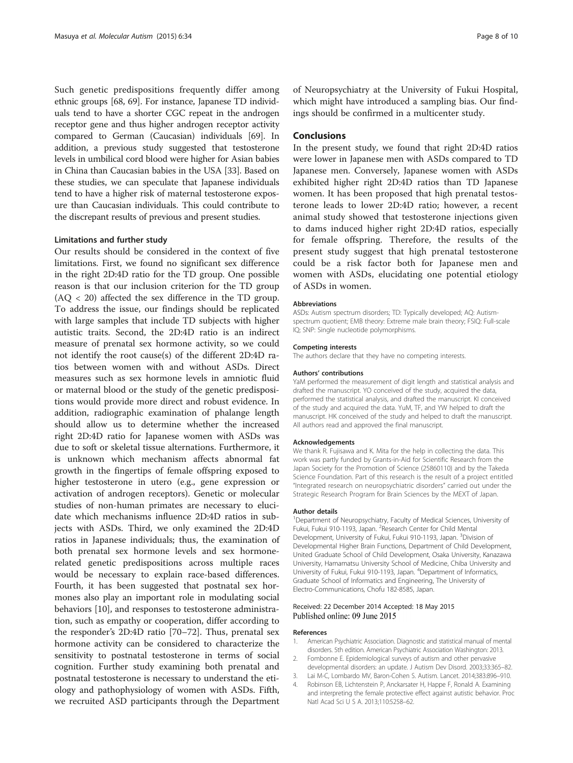Such genetic predispositions frequently differ among ethnic groups [68, 69]. For instance, Japanese TD individuals tend to have a shorter CGC repeat in the androgen receptor gene and thus higher androgen receptor activity compared to German (Caucasian) individuals [69]. In addition, a previous study suggested that testosterone levels in umbilical cord blood were higher for Asian babies in China than Caucasian babies in the USA [33]. Based on these studies, we can speculate that Japanese individuals tend to have a higher risk of maternal testosterone exposure than Caucasian individuals. This could contribute to the discrepant results of previous and present studies.

### Limitations and further study

Our results should be considered in the context of five limitations. First, we found no significant sex difference in the right 2D:4D ratio for the TD group. One possible reason is that our inclusion criterion for the TD group (AQ < 20) affected the sex difference in the TD group. To address the issue, our findings should be replicated with large samples that include TD subjects with higher autistic traits. Second, the 2D:4D ratio is an indirect measure of prenatal sex hormone activity, so we could not identify the root cause(s) of the different 2D:4D ratios between women with and without ASDs. Direct measures such as sex hormone levels in amniotic fluid or maternal blood or the study of the genetic predispositions would provide more direct and robust evidence. In addition, radiographic examination of phalange length should allow us to determine whether the increased right 2D:4D ratio for Japanese women with ASDs was due to soft or skeletal tissue alternations. Furthermore, it is unknown which mechanism affects abnormal fat growth in the fingertips of female offspring exposed to higher testosterone in utero (e.g., gene expression or activation of androgen receptors). Genetic or molecular studies of non-human primates are necessary to elucidate which mechanisms influence 2D:4D ratios in subjects with ASDs. Third, we only examined the 2D:4D ratios in Japanese individuals; thus, the examination of both prenatal sex hormone levels and sex hormone-related genetic predispositions across multiple races would be necessary to explain race-based differences. Fourth, it has been suggested that postnatal sex hormones also play an important role in modulating social behaviors [10], and responses to testosterone administration, such as empathy or cooperation, differ according to the responder's 2D:4D ratio [70–72]. Thus, prenatal sex hormone activity can be considered to characterize the sensitivity to postnatal testosterone in terms of social cognition. Further study examining both prenatal and postnatal testosterone is necessary to understand the etiology and pathophysiology of women with ASDs. Fifth, we recruited ASD participants through the Department of Neuropsychiatry at the University of Fukui Hospital, which might have introduced a sampling bias. Our findings should be confirmed in a multicenter study.

## Conclusions

In the present study, we found that right 2D:4D ratios were lower in Japanese men with ASDs compared to TD Japanese men. Conversely, Japanese women with ASDs exhibited higher right 2D:4D ratios than TD Japanese women. It has been proposed that high prenatal testosterone leads to lower 2D:4D ratio; however, a recent animal study showed that testosterone injections given to dams induced higher right 2D:4D ratios, especially for female offspring. Therefore, the results of the present study suggest that high prenatal testosterone could be a risk factor both for Japanese men and women with ASDs, elucidating one potential etiology of ASDs in women.

#### Abbreviations

ASDs: Autism spectrum disorders; TD: Typically developed; AQ: Autism-spectrum quotient; EMB theory: Extreme male brain theory; FSIQ: Full-scale IQ; SNP: Single nucleotide polymorphisms.

#### Competing interests

The authors declare that they have no competing interests.

#### Authors' contributions

YaM performed the measurement of digit length and statistical analysis and drafted the manuscript. YO conceived of the study, acquired the data, performed the statistical analysis, and drafted the manuscript. KI conceived of the study and acquired the data. YuM, TF, and YW helped to draft the manuscript. HK conceived of the study and helped to draft the manuscript. All authors read and approved the final manuscript.

#### Acknowledgements

We thank R. Fujisawa and K. Mita for the help in collecting the data. This work was partly funded by Grants-in-Aid for Scientific Research from the Japan Society for the Promotion of Science (25860110) and by the Takeda Science Foundation. Part of this research is the result of a project entitled "Integrated research on neuropsychiatric disorders" carried out under the Strategic Research Program for Brain Sciences by the MEXT of Japan.

#### Author details

[1]Department of Neuropsychiatry, Faculty of Medical Sciences, University of Fukui, Fukui 910-1193, Japan. [2]Research Center for Child Mental Development, University of Fukui, Fukui 910-1193, Japan. [3]Division of Developmental Higher Brain Functions, Department of Child Development, United Graduate School of Child Development, Osaka University, Kanazawa University, Hamamatsu University School of Medicine, Chiba University and University of Fukui, Fukui 910-1193, Japan. [4]Department of Informatics, Graduate School of Informatics and Engineering, The University of Electro-Communications, Chofu 182-8585, Japan.

Received: 22 December 2014 Accepted: 18 May 2015
Published online: 09 June 2015

#### References

1. American Psychiatric Association. Diagnostic and statistical manual of mental disorders. 5th edition. American Psychiatric Association Washington: 2013.
2. Fombonne E. Epidemiological surveys of autism and other pervasive developmental disorders: an update. J Autism Dev Disord. 2003;33:365–82.
3. Lai M-C, Lombardo MV, Baron-Cohen S. Autism. Lancet. 2014;383:896–910.
4. Robinson EB, Lichtenstein P, Anckarsater H, Happe F, Ronald A. Examining and interpreting the female protective effect against autistic behavior. Proc Natl Acad Sci U S A. 2013;110:5258–62.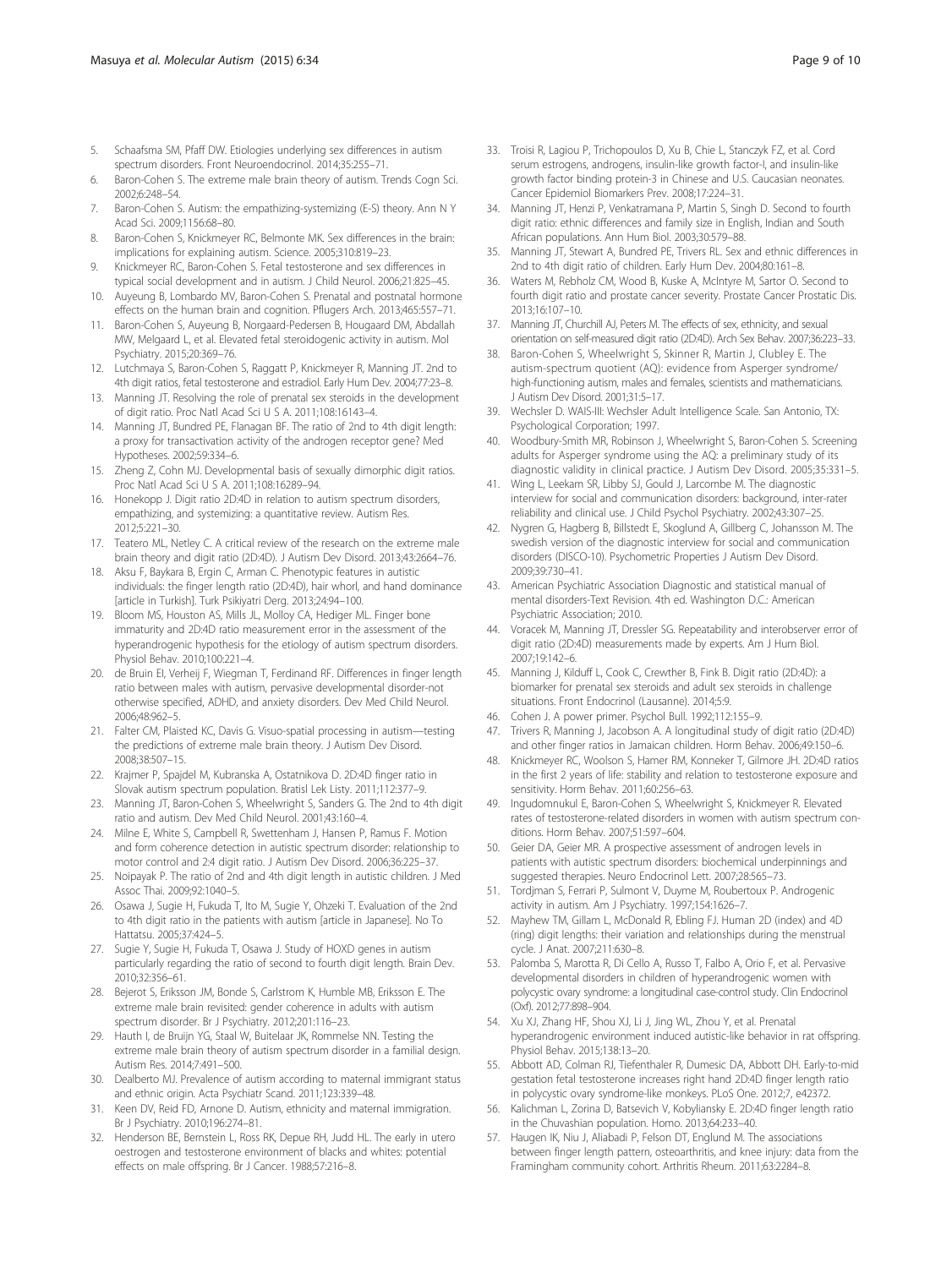5. Schaafsma SM, Pfaff DW. Etiologies underlying sex differences in autism spectrum disorders. Front Neuroendocrinol. 2014;35:255–71.
6. Baron-Cohen S. The extreme male brain theory of autism. Trends Cogn Sci. 2002;6:248–54.
7. Baron-Cohen S. Autism: the empathizing-systemizing (E-S) theory. Ann N Y Acad Sci. 2009;1156:68–80.
8. Baron-Cohen S, Knickmeyer RC, Belmonte MK. Sex differences in the brain: implications for explaining autism. Science. 2005;310:819–23.
9. Knickmeyer RC, Baron-Cohen S. Fetal testosterone and sex differences in typical social development and in autism. J Child Neurol. 2006;21:825–45.
10. Auyeung B, Lombardo MV, Baron-Cohen S. Prenatal and postnatal hormone effects on the human brain and cognition. Pflugers Arch. 2013;465:557–71.
11. Baron-Cohen S, Auyeung B, Norgaard-Pedersen B, Hougaard DM, Abdallah MW, Melgaard L, et al. Elevated fetal steroidogenic activity in autism. Mol Psychiatry. 2015;20:369–76.
12. Lutchmaya S, Baron-Cohen S, Raggatt P, Knickmeyer R, Manning JT. 2nd to 4th digit ratios, fetal testosterone and estradiol. Early Hum Dev. 2004;77:23–8.
13. Manning JT. Resolving the role of prenatal sex steroids in the development of digit ratio. Proc Natl Acad Sci U S A. 2011;108:16143–4.
14. Manning JT, Bundred PE, Flanagan BF. The ratio of 2nd to 4th digit length: a proxy for transactivation activity of the androgen receptor gene? Med Hypotheses. 2002;59:334–6.
15. Zheng Z, Cohn MJ. Developmental basis of sexually dimorphic digit ratios. Proc Natl Acad Sci U S A. 2011;108:16289–94.
16. Honekopp J. Digit ratio 2D:4D in relation to autism spectrum disorders, empathizing, and systemizing: a quantitative review. Autism Res. 2012;5:221–30.
17. Teatero ML, Netley C. A critical review of the research on the extreme male brain theory and digit ratio (2D:4D). J Autism Dev Disord. 2013;43:2664–76.
18. Aksu F, Baykara B, Ergin C, Arman C. Phenotypic features in autistic individuals: the finger length ratio (2D:4D), hair whorl, and hand dominance [article in Turkish]. Turk Psikiyatri Derg. 2013;24:94–100.
19. Bloom MS, Houston AS, Mills JL, Molloy CA, Hediger ML. Finger bone immaturity and 2D:4D ratio measurement error in the assessment of the hyperandrogenic hypothesis for the etiology of autism spectrum disorders. Physiol Behav. 2010;100:221–4.
20. de Bruin EI, Verheij F, Wiegman T, Ferdinand RF. Differences in finger length ratio between males with autism, pervasive developmental disorder-not otherwise specified, ADHD, and anxiety disorders. Dev Med Child Neurol. 2006;48:962–5.
21. Falter CM, Plaisted KC, Davis G. Visuo-spatial processing in autism—testing the predictions of extreme male brain theory. J Autism Dev Disord. 2008;38:507–15.
22. Krajmer P, Spajdel M, Kubranska A, Ostatnikova D. 2D:4D finger ratio in Slovak autism spectrum population. Bratisl Lek Listy. 2011;112:377–9.
23. Manning JT, Baron-Cohen S, Wheelwright S, Sanders G. The 2nd to 4th digit ratio and autism. Dev Med Child Neurol. 2001;43:160–4.
24. Milne E, White S, Campbell R, Swettenham J, Hansen P, Ramus F. Motion and form coherence detection in autistic spectrum disorder: relationship to motor control and 2:4 digit ratio. J Autism Dev Disord. 2006;36:225–37.
25. Noipayak P. The ratio of 2nd and 4th digit length in autistic children. J Med Assoc Thai. 2009;92:1040–5.
26. Osawa J, Sugie H, Fukuda T, Ito M, Sugie Y, Ohzeki T. Evaluation of the 2nd to the 4th digit ratio in the patients with autism [article in Japanese]. No To Hattatsu. 2005;37:424–5.
27. Sugie Y, Sugie H, Fukuda T, Osawa J. Study of HOXD genes in autism particularly regarding the ratio of second to fourth digit length. Brain Dev. 2010;32:356–61.
28. Bejerot S, Eriksson JM, Bonde S, Carlstrom K, Humble MB, Eriksson E. The extreme male brain revisited: gender coherence in adults with autism spectrum disorder. Br J Psychiatry. 2012;201:116–23.
29. Hauth I, de Bruijn YG, Staal W, Buitelaar JK, Rommelse NN. Testing the extreme male brain theory of autism spectrum disorder in a familial design. Autism Res. 2014;7:491–500.
30. Dealberto MJ. Prevalence of autism according to maternal immigrant status and ethnic origin. Acta Psychiatr Scand. 2011;123:339–48.
31. Keen DV, Reid FD, Arnone D. Autism, ethnicity and maternal immigration. Br J Psychiatry. 2010;196:274–81.
32. Henderson BE, Bernstein L, Ross RK, Depue RH, Judd HL. The early in utero oestrogen and testosterone environment of blacks and whites: potential effects on male offspring. Br J Cancer. 1988;57:216–8.
33. Troisi R, Lagiou P, Trichopoulos D, Xu B, Chie L, Stanczyk FZ, et al. Cord serum estrogens, androgens, insulin-like growth factor-I, and insulin-like growth factor binding protein-3 in Chinese and U.S. Caucasian neonates. Cancer Epidemiol Biomarkers Prev. 2008;17:224–31.
34. Manning JT, Henzi P, Venkatramana P, Martin S, Singh D. Second to fourth digit ratio: ethnic differences and family size in English, Indian and South African populations. Ann Hum Biol. 2003;30:579–88.
35. Manning JT, Stewart A, Bundred PE, Trivers RL. Sex and ethnic differences in 2nd to 4th digit ratio of children. Early Hum Dev. 2004;80:161–8.
36. Waters M, Rebholz CM, Wood B, Kuske A, McIntyre M, Sartor O. Second to fourth digit ratio and prostate cancer severity. Prostate Cancer Prostatic Dis. 2013;16:107–10.
37. Manning JT, Churchill AJ, Peters M. The effects of sex, ethnicity, and sexual orientation on self-measured digit ratio (2D:4D). Arch Sex Behav. 2007;36:223–33.
38. Baron-Cohen S, Wheelwright S, Skinner R, Martin J, Clubley E. The autism-spectrum quotient (AQ): evidence from Asperger syndrome/high-functioning autism, males and females, scientists and mathematicians. J Autism Dev Disord. 2001;31:5–17.
39. Wechsler D. WAIS-III: Wechsler Adult Intelligence Scale. San Antonio, TX: Psychological Corporation; 1997.
40. Woodbury-Smith MR, Robinson J, Wheelwright S, Baron-Cohen S. Screening adults for Asperger syndrome using the AQ: a preliminary study of its diagnostic validity in clinical practice. J Autism Dev Disord. 2005;35:331–5.
41. Wing L, Leekam SR, Libby SJ, Gould J, Larcombe M. The diagnostic interview for social and communication disorders: background, inter-rater reliability and clinical use. J Child Psychol Psychiatry. 2002;43:307–25.
42. Nygren G, Hagberg B, Billstedt E, Skoglund A, Gillberg C, Johansson M. The swedish version of the diagnostic interview for social and communication disorders (DISCO-10). Psychometric Properties J Autism Dev Disord. 2009;39:730–41.
43. American Psychiatric Association Diagnostic and statistical manual of mental disorders-Text Revision. 4th ed. Washington D.C.: American Psychiatric Association; 2010.
44. Voracek M, Manning JT, Dressler SG. Repeatability and interobserver error of digit ratio (2D:4D) measurements made by experts. Am J Hum Biol. 2007;19:142–6.
45. Manning J, Kilduff L, Cook C, Crewther B, Fink B. Digit ratio (2D:4D): a biomarker for prenatal sex steroids and adult sex steroids in challenge situations. Front Endocrinol (Lausanne). 2014;5:9.
46. Cohen J. A power primer. Psychol Bull. 1992;112:155–9.
47. Trivers R, Manning J, Jacobson A. A longitudinal study of digit ratio (2D:4D) and other finger ratios in Jamaican children. Horm Behav. 2006;49:150–6.
48. Knickmeyer RC, Woolson S, Hamer RM, Konneker T, Gilmore JH. 2D:4D ratios in the first 2 years of life: stability and relation to testosterone exposure and sensitivity. Horm Behav. 2011;60:256–63.
49. Ingudomnukul E, Baron-Cohen S, Wheelwright S, Knickmeyer R. Elevated rates of testosterone-related disorders in women with autism spectrum conditions. Horm Behav. 2007;51:597–604.
50. Geier DA, Geier MR. A prospective assessment of androgen levels in patients with autistic spectrum disorders: biochemical underpinnings and suggested therapies. Neuro Endocrinol Lett. 2007;28:565–73.
51. Tordjman S, Ferrari P, Sulmont V, Duyme M, Roubertoux P. Androgenic activity in autism. Am J Psychiatry. 1997;154:1626–7.
52. Mayhew TM, Gillam L, McDonald R, Ebling FJ. Human 2D (index) and 4D (ring) digit lengths: their variation and relationships during the menstrual cycle. J Anat. 2007;211:630–8.
53. Palomba S, Marotta R, Di Cello A, Russo T, Falbo A, Orio F, et al. Pervasive developmental disorders in children of hyperandrogenic women with polycystic ovary syndrome: a longitudinal case-control study. Clin Endocrinol (Oxf). 2012;77:898–904.
54. Xu XJ, Zhang HF, Shou XJ, Li J, Jing WL, Zhou Y, et al. Prenatal hyperandrogenic environment induced autistic-like behavior in rat offspring. Physiol Behav. 2015;138:13–20.
55. Abbott AD, Colman RJ, Tiefenthaler R, Dumesic DA, Abbott DH. Early-to-mid gestation fetal testosterone increases right hand 2D:4D finger length ratio in polycystic ovary syndrome-like monkeys. PLoS One. 2012;7, e42372.
56. Kalichman L, Zorina D, Batsevich V, Kobyliansky E. 2D:4D finger length ratio in the Chuvashian population. Homo. 2013;64:233–40.
57. Haugen IK, Niu J, Aliabadi P, Felson DT, Englund M. The associations between finger length pattern, osteoarthritis, and knee injury: data from the Framingham community cohort. Arthritis Rheum. 2011;63:2284–8.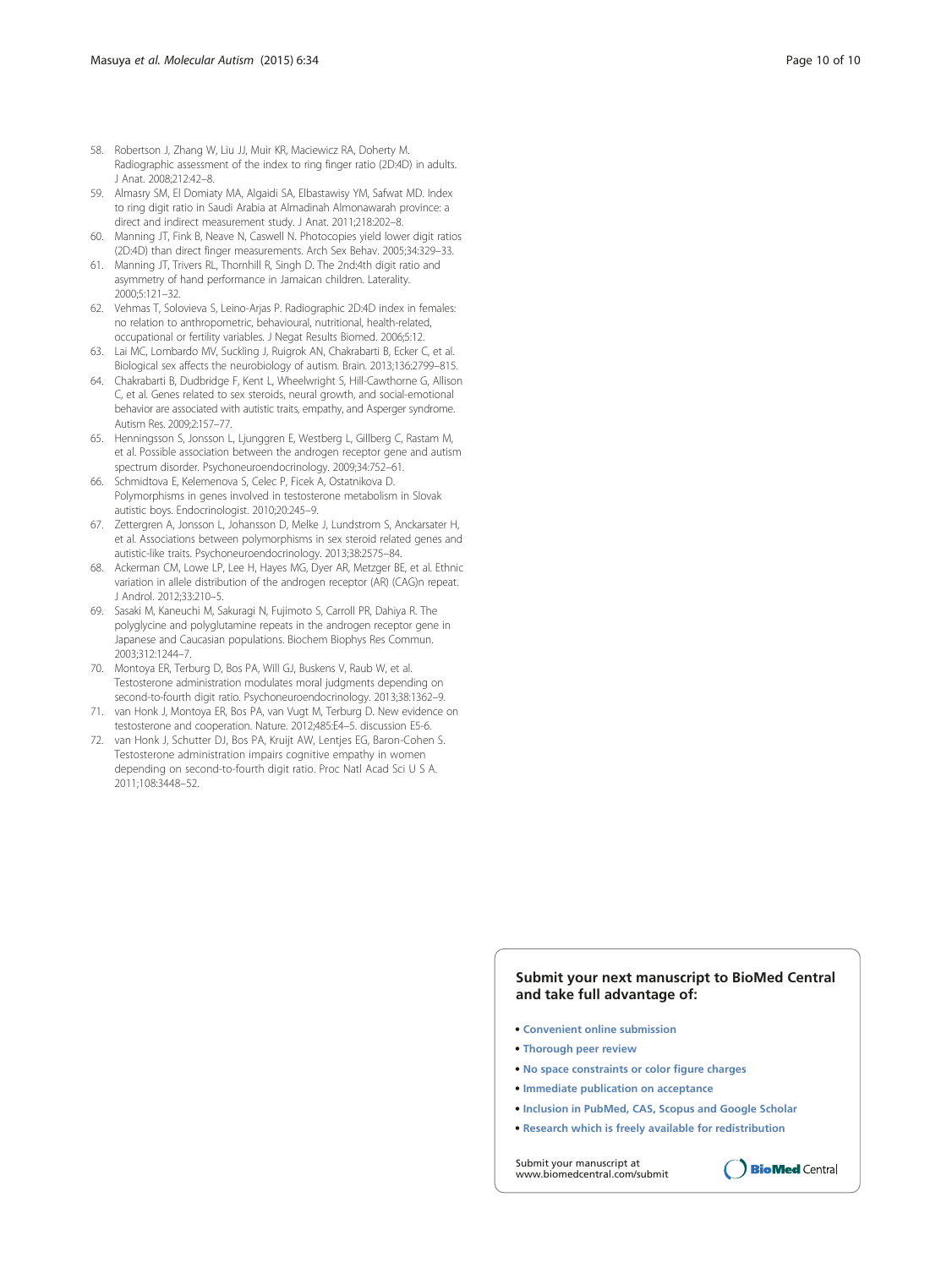58. Robertson J, Zhang W, Liu JJ, Muir KR, Maciewicz RA, Doherty M. Radiographic assessment of the index to ring finger ratio (2D:4D) in adults. J Anat. 2008;212:42–8.
59. Almasry SM, El Domiaty MA, Algaidi SA, Elbastawisy YM, Safwat MD. Index to ring digit ratio in Saudi Arabia at Almadinah Almonawarah province: a direct and indirect measurement study. J Anat. 2011;218:202–8.
60. Manning JT, Fink B, Neave N, Caswell N. Photocopies yield lower digit ratios (2D:4D) than direct finger measurements. Arch Sex Behav. 2005;34:329–33.
61. Manning JT, Trivers RL, Thornhill R, Singh D. The 2nd:4th digit ratio and asymmetry of hand performance in Jamaican children. Laterality. 2000;5:121–32.
62. Vehmas T, Solovieva S, Leino-Arjas P. Radiographic 2D:4D index in females: no relation to anthropometric, behavioural, nutritional, health-related, occupational or fertility variables. J Negat Results Biomed. 2006;5:12.
63. Lai MC, Lombardo MV, Suckling J, Ruigrok AN, Chakrabarti B, Ecker C, et al. Biological sex affects the neurobiology of autism. Brain. 2013;136:2799–815.
64. Chakrabarti B, Dudbridge F, Kent L, Wheelwright S, Hill-Cawthorne G, Allison C, et al. Genes related to sex steroids, neural growth, and social-emotional behavior are associated with autistic traits, empathy, and Asperger syndrome. Autism Res. 2009;2:157–77.
65. Henningsson S, Jonsson L, Ljunggren E, Westberg L, Gillberg C, Rastam M, et al. Possible association between the androgen receptor gene and autism spectrum disorder. Psychoneuroendocrinology. 2009;34:752–61.
66. Schmidtova E, Kelemenova S, Celec P, Ficek A, Ostatnikova D. Polymorphisms in genes involved in testosterone metabolism in Slovak autistic boys. Endocrinologist. 2010;20:245–9.
67. Zettergren A, Jonsson L, Johansson D, Melke J, Lundstrom S, Anckarsater H, et al. Associations between polymorphisms in sex steroid related genes and autistic-like traits. Psychoneuroendocrinology. 2013;38:2575–84.
68. Ackerman CM, Lowe LP, Lee H, Hayes MG, Dyer AR, Metzger BE, et al. Ethnic variation in allele distribution of the androgen receptor (AR) (CAG)n repeat. J Androl. 2012;33:210–5.
69. Sasaki M, Kaneuchi M, Sakuragi N, Fujimoto S, Carroll PR, Dahiya R. The polyglycine and polyglutamine repeats in the androgen receptor gene in Japanese and Caucasian populations. Biochem Biophys Res Commun. 2003;312:1244–7.
70. Montoya ER, Terburg D, Bos PA, Will GJ, Buskens V, Raub W, et al. Testosterone administration modulates moral judgments depending on second-to-fourth digit ratio. Psychoneuroendocrinology. 2013;38:1362–9.
71. van Honk J, Montoya ER, Bos PA, van Vugt M, Terburg D. New evidence on testosterone and cooperation. Nature. 2012;485:E4–5. discussion E5-6.
72. van Honk J, Schutter DJ, Bos PA, Kruijt AW, Lentjes EG, Baron-Cohen S. Testosterone administration impairs cognitive empathy in women depending on second-to-fourth digit ratio. Proc Natl Acad Sci U S A. 2011;108:3448–52.

**Submit your next manuscript to BioMed Central and take full advantage of:**

- **Convenient online submission**
- **Thorough peer review**
- **No space constraints or color figure charges**
- **Immediate publication on acceptance**
- **Inclusion in PubMed, CAS, Scopus and Google Scholar**
- **Research which is freely available for redistribution**

Submit your manuscript at
www.biomedcentral.com/submit

BioMed Central